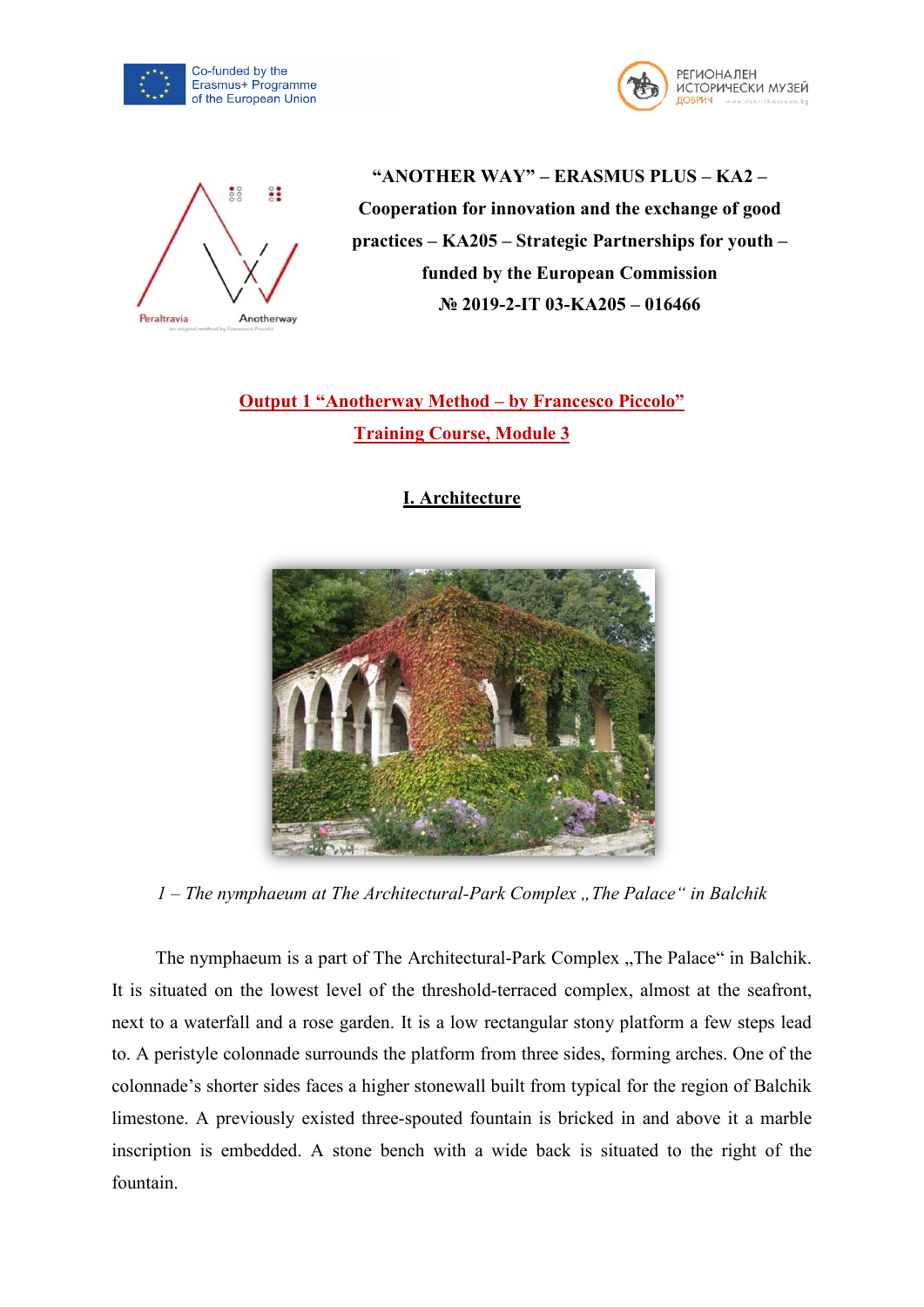Co-funded by the Erasmus+ Programme of the European Union

РЕГИОНАЛЕН ИСТОРИЧЕСКИ МУЗЕЙ ДОБРИЧ

**"ANOTHER WAY" – ERASMUS PLUS – KA2 – Cooperation for innovation and the exchange of good practices – KA205 – Strategic Partnerships for youth – funded by the European Commission**

**№ 2019-2-IT 03-KA205 – 016466**

**Output 1 "Anotherway Method – by Francesco Piccolo"**

**Training Course, Module 3**

## I. Architecture

*1 – The nymphaeum at The Architectural-Park Complex „The Palace" in Balchik*

The nymphaeum is a part of The Architectural-Park Complex „The Palace" in Balchik. It is situated on the lowest level of the threshold-terraced complex, almost at the seafront, next to a waterfall and a rose garden. It is a low rectangular stony platform a few steps lead to. A peristyle colonnade surrounds the platform from three sides, forming arches. One of the colonnade's shorter sides faces a higher stonewall built from typical for the region of Balchik limestone. A previously existed three-spouted fountain is bricked in and above it a marble inscription is embedded. A stone bench with a wide back is situated to the right of the fountain.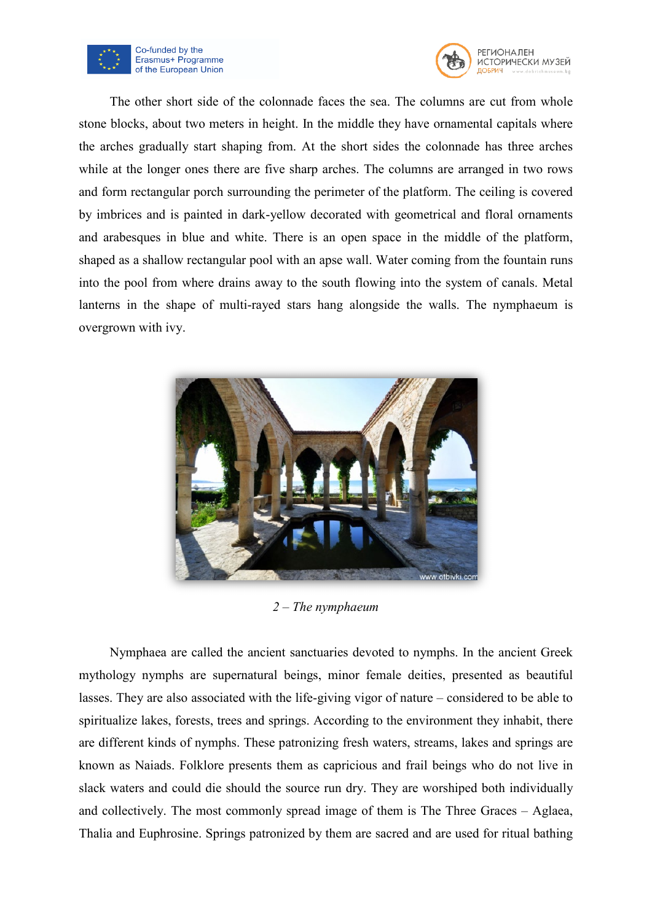The other short side of the colonnade faces the sea. The columns are cut from whole stone blocks, about two meters in height. In the middle they have ornamental capitals where the arches gradually start shaping from. At the short sides the colonnade has three arches while at the longer ones there are five sharp arches. The columns are arranged in two rows and form rectangular porch surrounding the perimeter of the platform. The ceiling is covered by imbrices and is painted in dark-yellow decorated with geometrical and floral ornaments and arabesques in blue and white. There is an open space in the middle of the platform, shaped as a shallow rectangular pool with an apse wall. Water coming from the fountain runs into the pool from where drains away to the south flowing into the system of canals. Metal lanterns in the shape of multi-rayed stars hang alongside the walls. The nymphaeum is overgrown with ivy.

*2 – The nymphaeum*

Nymphaea are called the ancient sanctuaries devoted to nymphs. In the ancient Greek mythology nymphs are supernatural beings, minor female deities, presented as beautiful lasses. They are also associated with the life-giving vigor of nature – considered to be able to spiritualize lakes, forests, trees and springs. According to the environment they inhabit, there are different kinds of nymphs. These patronizing fresh waters, streams, lakes and springs are known as Naiads. Folklore presents them as capricious and frail beings who do not live in slack waters and could die should the source run dry. They are worshiped both individually and collectively. The most commonly spread image of them is The Three Graces – Aglaea, Thalia and Euphrosine. Springs patronized by them are sacred and are used for ritual bathing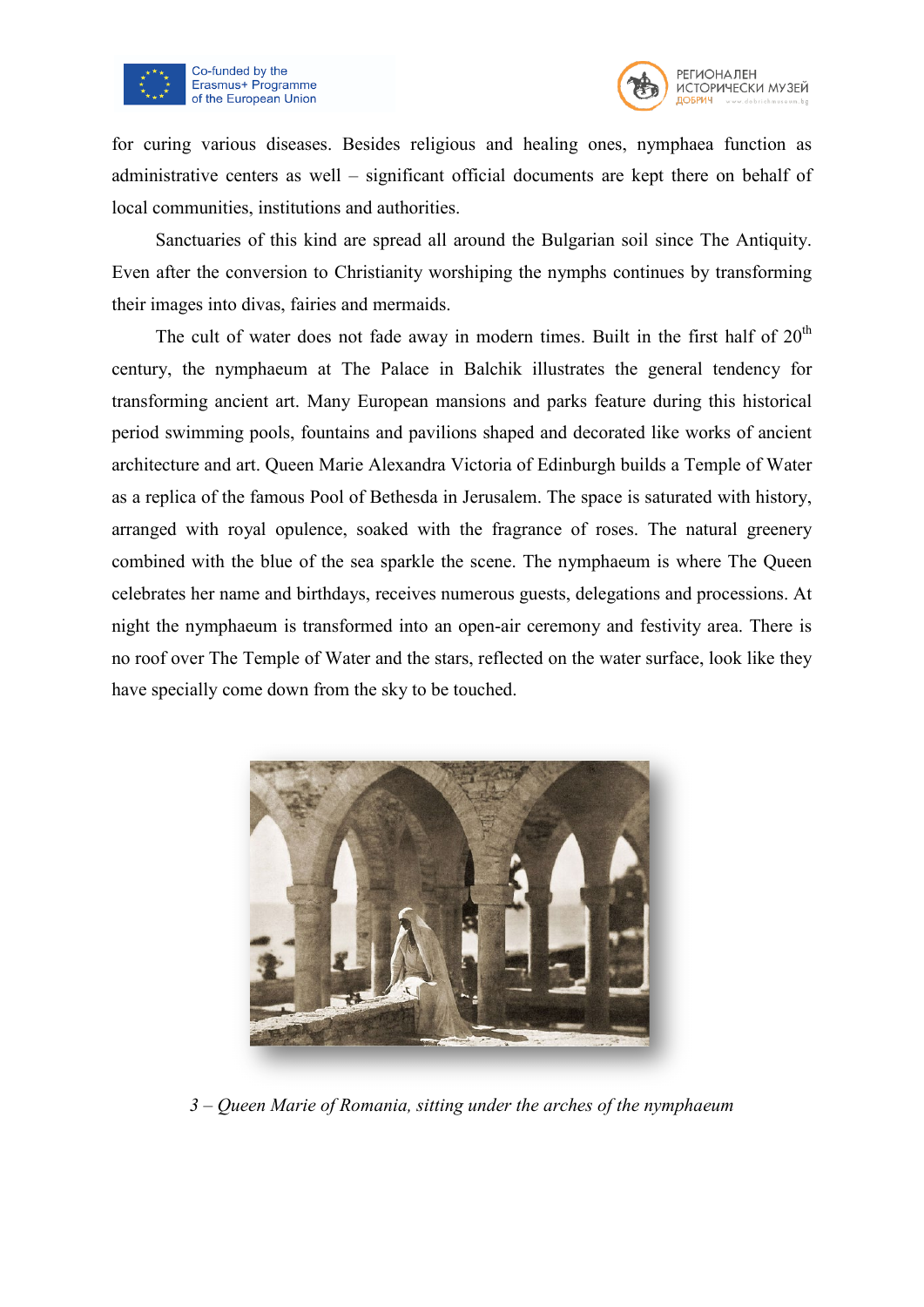for curing various diseases. Besides religious and healing ones, nymphaea function as administrative centers as well – significant official documents are kept there on behalf of local communities, institutions and authorities.

Sanctuaries of this kind are spread all around the Bulgarian soil since The Antiquity. Even after the conversion to Christianity worshiping the nymphs continues by transforming their images into divas, fairies and mermaids.

The cult of water does not fade away in modern times. Built in the first half of 20th century, the nymphaeum at The Palace in Balchik illustrates the general tendency for transforming ancient art. Many European mansions and parks feature during this historical period swimming pools, fountains and pavilions shaped and decorated like works of ancient architecture and art. Queen Marie Alexandra Victoria of Edinburgh builds a Temple of Water as a replica of the famous Pool of Bethesda in Jerusalem. The space is saturated with history, arranged with royal opulence, soaked with the fragrance of roses. The natural greenery combined with the blue of the sea sparkle the scene. The nymphaeum is where The Queen celebrates her name and birthdays, receives numerous guests, delegations and processions. At night the nymphaeum is transformed into an open-air ceremony and festivity area. There is no roof over The Temple of Water and the stars, reflected on the water surface, look like they have specially come down from the sky to be touched.

*3 – Queen Marie of Romania, sitting under the arches of the nymphaeum*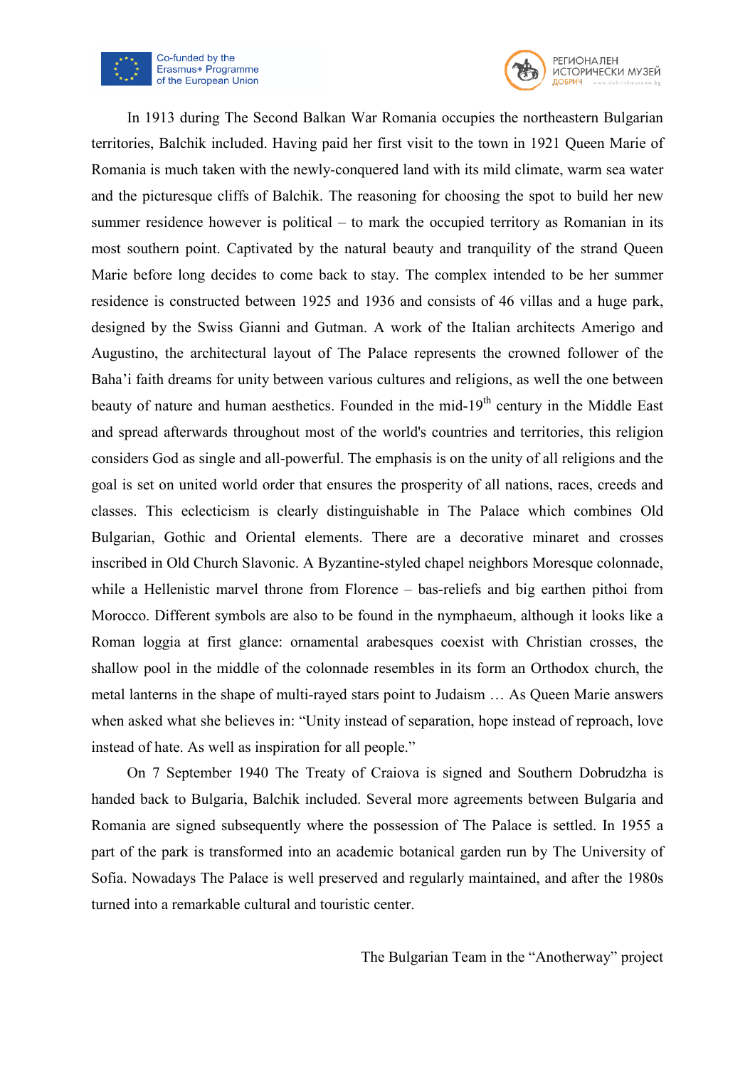In 1913 during The Second Balkan War Romania occupies the northeastern Bulgarian territories, Balchik included. Having paid her first visit to the town in 1921 Queen Marie of Romania is much taken with the newly-conquered land with its mild climate, warm sea water and the picturesque cliffs of Balchik. The reasoning for choosing the spot to build her new summer residence however is political – to mark the occupied territory as Romanian in its most southern point. Captivated by the natural beauty and tranquility of the strand Queen Marie before long decides to come back to stay. The complex intended to be her summer residence is constructed between 1925 and 1936 and consists of 46 villas and a huge park, designed by the Swiss Gianni and Gutman. A work of the Italian architects Amerigo and Augustino, the architectural layout of The Palace represents the crowned follower of the Baha'i faith dreams for unity between various cultures and religions, as well the one between beauty of nature and human aesthetics. Founded in the mid-19th century in the Middle East and spread afterwards throughout most of the world's countries and territories, this religion considers God as single and all-powerful. The emphasis is on the unity of all religions and the goal is set on united world order that ensures the prosperity of all nations, races, creeds and classes. This eclecticism is clearly distinguishable in The Palace which combines Old Bulgarian, Gothic and Oriental elements. There are a decorative minaret and crosses inscribed in Old Church Slavonic. A Byzantine-styled chapel neighbors Moresque colonnade, while a Hellenistic marvel throne from Florence – bas-reliefs and big earthen pithoi from Morocco. Different symbols are also to be found in the nymphaeum, although it looks like a Roman loggia at first glance: ornamental arabesques coexist with Christian crosses, the shallow pool in the middle of the colonnade resembles in its form an Orthodox church, the metal lanterns in the shape of multi-rayed stars point to Judaism … As Queen Marie answers when asked what she believes in: "Unity instead of separation, hope instead of reproach, love instead of hate. As well as inspiration for all people."

On 7 September 1940 The Treaty of Craiova is signed and Southern Dobrudzha is handed back to Bulgaria, Balchik included. Several more agreements between Bulgaria and Romania are signed subsequently where the possession of The Palace is settled. In 1955 a part of the park is transformed into an academic botanical garden run by The University of Sofia. Nowadays The Palace is well preserved and regularly maintained, and after the 1980s turned into a remarkable cultural and touristic center.

The Bulgarian Team in the "Anotherway" project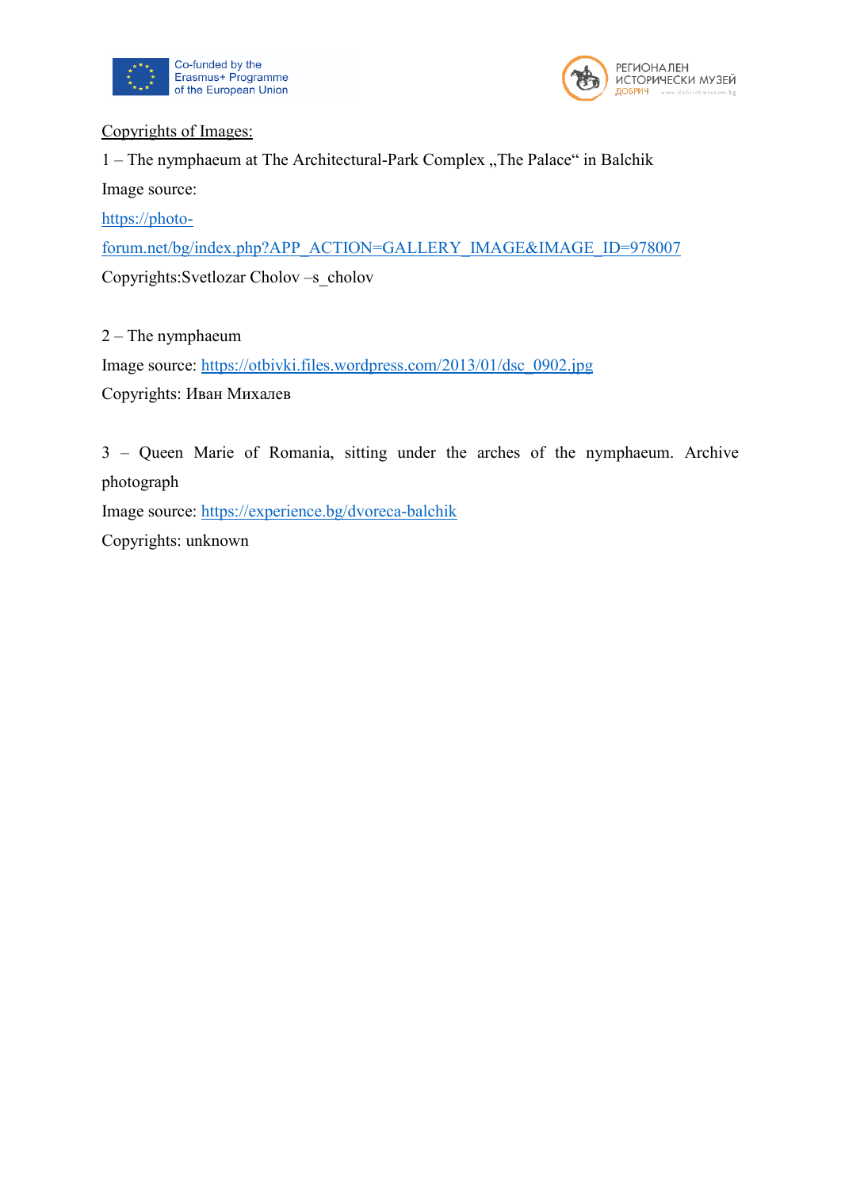Copyrights of Images:

1 – The nymphaeum at The Architectural-Park Complex „The Palace“ in Balchik

Image source:

https://photo-forum.net/bg/index.php?APP_ACTION=GALLERY_IMAGE&IMAGE_ID=978007

Copyrights:Svetlozar Cholov –s_cholov

2 – The nymphaeum

Image source: https://otbivki.files.wordpress.com/2013/01/dsc_0902.jpg

Copyrights: Иван Михалев

3 – Queen Marie of Romania, sitting under the arches of the nymphaeum. Archive photograph

Image source: https://experience.bg/dvoreca-balchik

Copyrights: unknown